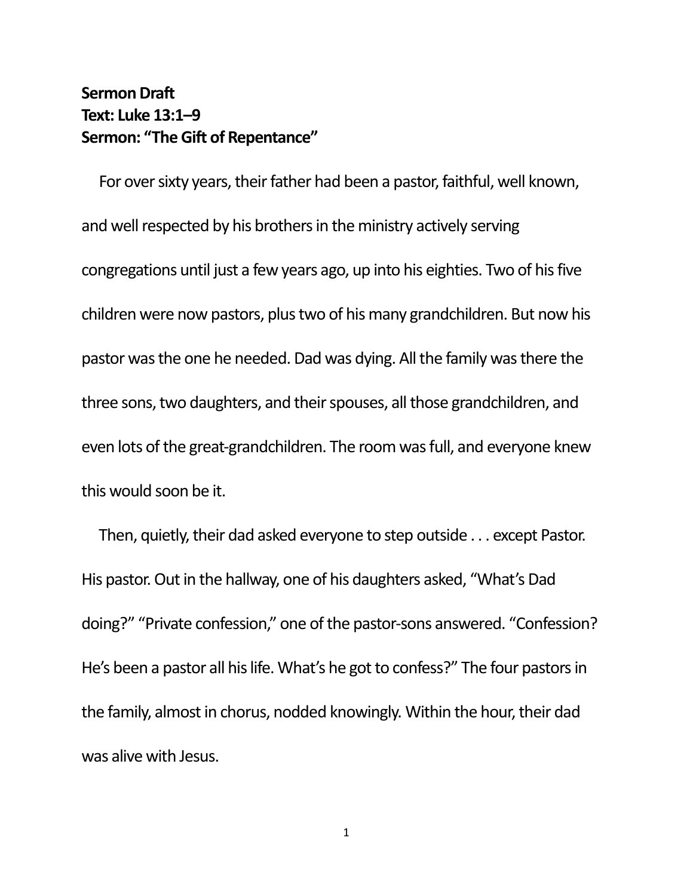**Sermon Draft**
**Text: Luke 13:1–9**
**Sermon: "The Gift of Repentance"**

For over sixty years, their father had been a pastor, faithful, well known, and well respected by his brothers in the ministry actively serving congregations until just a few years ago, up into his eighties. Two of his five children were now pastors, plus two of his many grandchildren. But now his pastor was the one he needed. Dad was dying. All the family was there the three sons, two daughters, and their spouses, all those grandchildren, and even lots of the great-grandchildren. The room was full, and everyone knew this would soon be it.

Then, quietly, their dad asked everyone to step outside . . . except Pastor. His pastor. Out in the hallway, one of his daughters asked, "What's Dad doing?" "Private confession," one of the pastor-sons answered. "Confession? He's been a pastor all his life. What's he got to confess?" The four pastors in the family, almost in chorus, nodded knowingly. Within the hour, their dad was alive with Jesus.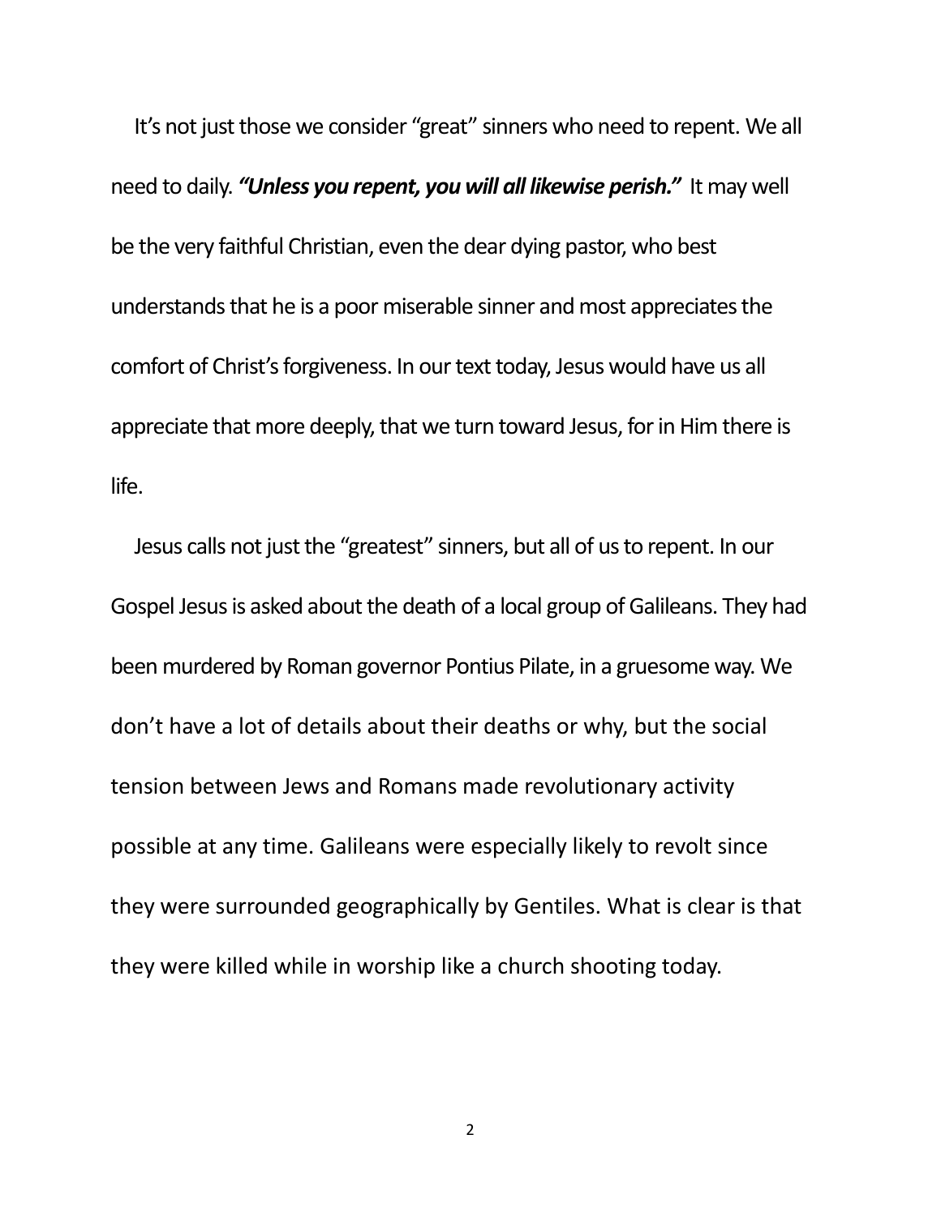It's not just those we consider "great" sinners who need to repent. We all need to daily. ***"Unless you repent, you will all likewise perish."*** It may well be the very faithful Christian, even the dear dying pastor, who best understands that he is a poor miserable sinner and most appreciates the comfort of Christ's forgiveness. In our text today, Jesus would have us all appreciate that more deeply, that we turn toward Jesus, for in Him there is life.

Jesus calls not just the "greatest" sinners, but all of us to repent. In our Gospel Jesus is asked about the death of a local group of Galileans. They had been murdered by Roman governor Pontius Pilate, in a gruesome way. We don't have a lot of details about their deaths or why, but the social tension between Jews and Romans made revolutionary activity possible at any time. Galileans were especially likely to revolt since they were surrounded geographically by Gentiles. What is clear is that they were killed while in worship like a church shooting today.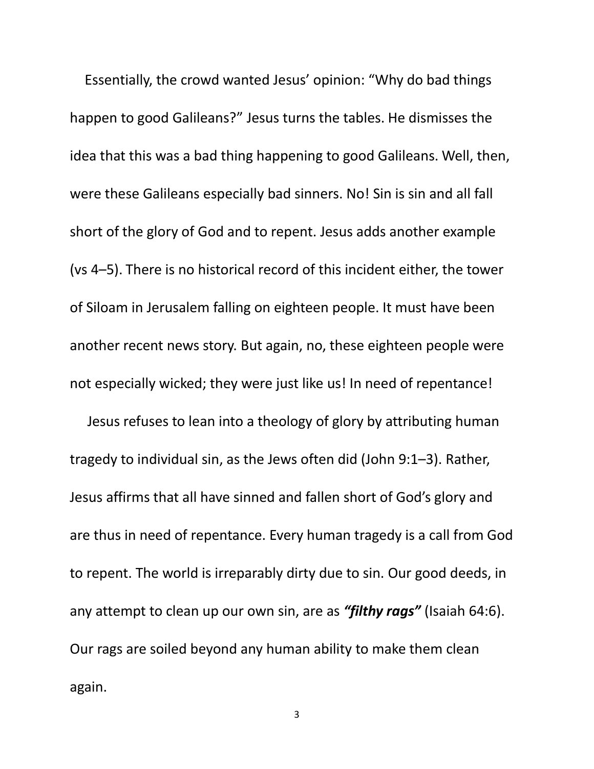Essentially, the crowd wanted Jesus' opinion: "Why do bad things happen to good Galileans?" Jesus turns the tables. He dismisses the idea that this was a bad thing happening to good Galileans. Well, then, were these Galileans especially bad sinners. No! Sin is sin and all fall short of the glory of God and to repent. Jesus adds another example (vs 4–5). There is no historical record of this incident either, the tower of Siloam in Jerusalem falling on eighteen people. It must have been another recent news story. But again, no, these eighteen people were not especially wicked; they were just like us! In need of repentance!

Jesus refuses to lean into a theology of glory by attributing human tragedy to individual sin, as the Jews often did (John 9:1–3). Rather, Jesus affirms that all have sinned and fallen short of God's glory and are thus in need of repentance. Every human tragedy is a call from God to repent. The world is irreparably dirty due to sin. Our good deeds, in any attempt to clean up our own sin, are as ***"filthy rags"*** (Isaiah 64:6). Our rags are soiled beyond any human ability to make them clean again.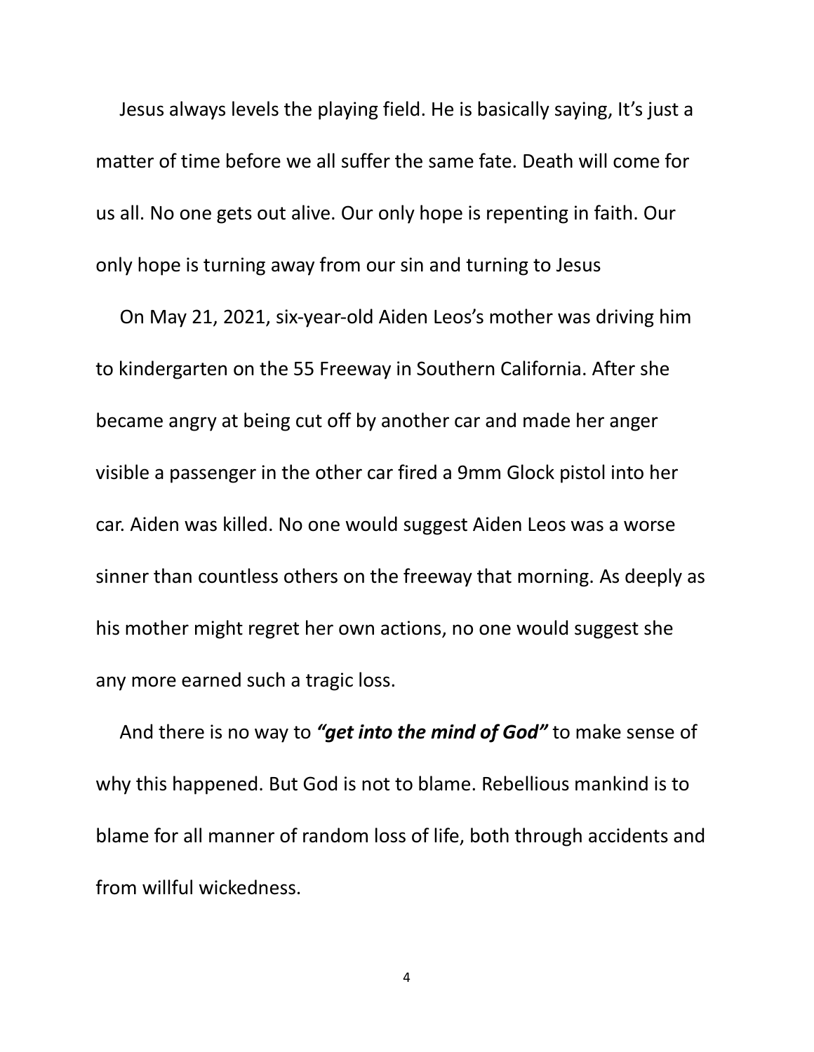Jesus always levels the playing field. He is basically saying, It's just a matter of time before we all suffer the same fate. Death will come for us all. No one gets out alive. Our only hope is repenting in faith. Our only hope is turning away from our sin and turning to Jesus

On May 21, 2021, six-year-old Aiden Leos's mother was driving him to kindergarten on the 55 Freeway in Southern California. After she became angry at being cut off by another car and made her anger visible a passenger in the other car fired a 9mm Glock pistol into her car. Aiden was killed. No one would suggest Aiden Leos was a worse sinner than countless others on the freeway that morning. As deeply as his mother might regret her own actions, no one would suggest she any more earned such a tragic loss.

And there is no way to ***"get into the mind of God"*** to make sense of why this happened. But God is not to blame. Rebellious mankind is to blame for all manner of random loss of life, both through accidents and from willful wickedness.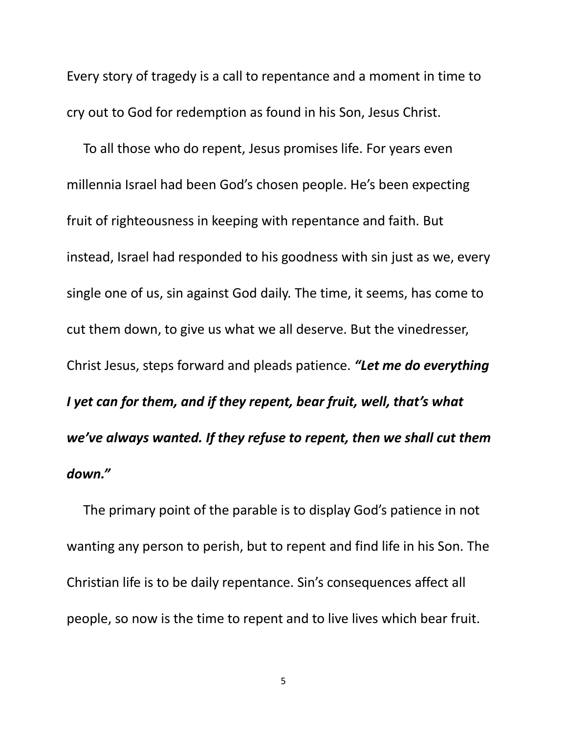Every story of tragedy is a call to repentance and a moment in time to cry out to God for redemption as found in his Son, Jesus Christ.

To all those who do repent, Jesus promises life. For years even millennia Israel had been God's chosen people. He's been expecting fruit of righteousness in keeping with repentance and faith. But instead, Israel had responded to his goodness with sin just as we, every single one of us, sin against God daily. The time, it seems, has come to cut them down, to give us what we all deserve. But the vinedresser, Christ Jesus, steps forward and pleads patience. ***"Let me do everything I yet can for them, and if they repent, bear fruit, well, that's what we've always wanted. If they refuse to repent, then we shall cut them down."***

The primary point of the parable is to display God's patience in not wanting any person to perish, but to repent and find life in his Son. The Christian life is to be daily repentance. Sin's consequences affect all people, so now is the time to repent and to live lives which bear fruit.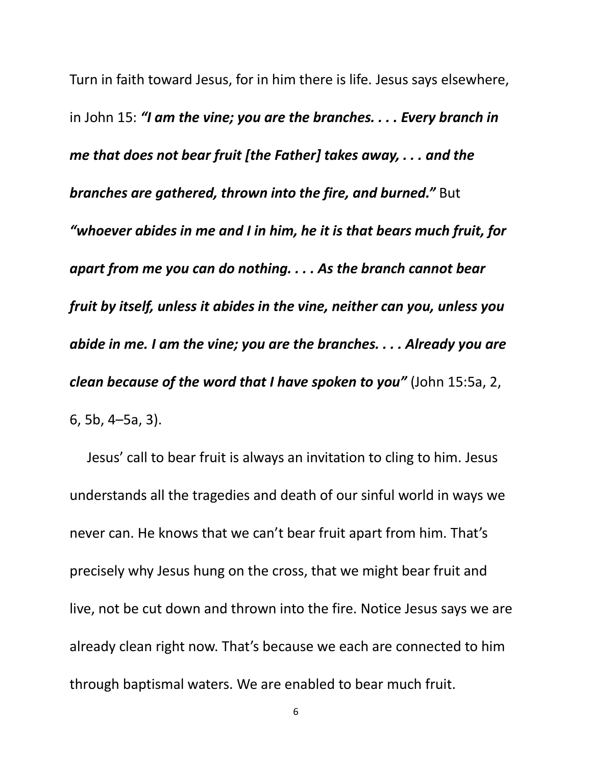Turn in faith toward Jesus, for in him there is life. Jesus says elsewhere, in John 15: ***"I am the vine; you are the branches. . . . Every branch in me that does not bear fruit [the Father] takes away, . . . and the branches are gathered, thrown into the fire, and burned."*** But ***"whoever abides in me and I in him, he it is that bears much fruit, for apart from me you can do nothing. . . . As the branch cannot bear fruit by itself, unless it abides in the vine, neither can you, unless you abide in me. I am the vine; you are the branches. . . . Already you are clean because of the word that I have spoken to you"*** (John 15:5a, 2, 6, 5b, 4–5a, 3).

Jesus' call to bear fruit is always an invitation to cling to him. Jesus understands all the tragedies and death of our sinful world in ways we never can. He knows that we can't bear fruit apart from him. That's precisely why Jesus hung on the cross, that we might bear fruit and live, not be cut down and thrown into the fire. Notice Jesus says we are already clean right now. That's because we each are connected to him through baptismal waters. We are enabled to bear much fruit.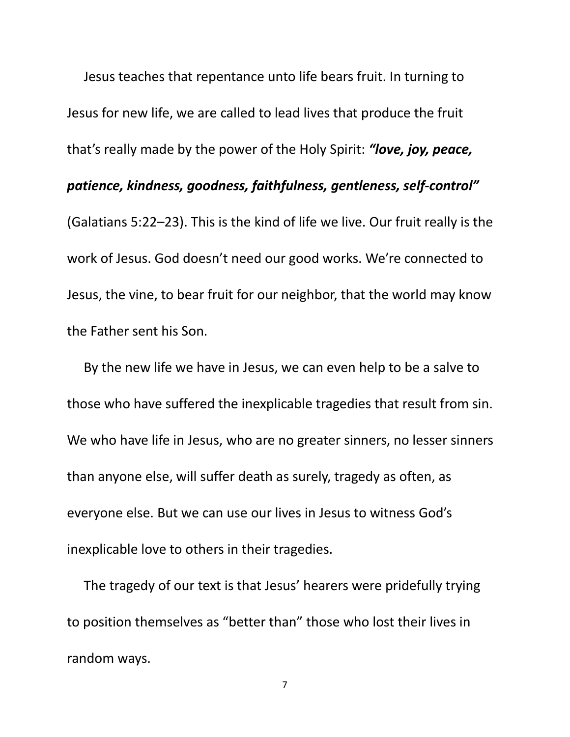Jesus teaches that repentance unto life bears fruit. In turning to Jesus for new life, we are called to lead lives that produce the fruit that's really made by the power of the Holy Spirit: ***"love, joy, peace, patience, kindness, goodness, faithfulness, gentleness, self-control"*** (Galatians 5:22–23). This is the kind of life we live. Our fruit really is the work of Jesus. God doesn't need our good works. We're connected to Jesus, the vine, to bear fruit for our neighbor, that the world may know the Father sent his Son.

By the new life we have in Jesus, we can even help to be a salve to those who have suffered the inexplicable tragedies that result from sin. We who have life in Jesus, who are no greater sinners, no lesser sinners than anyone else, will suffer death as surely, tragedy as often, as everyone else. But we can use our lives in Jesus to witness God's inexplicable love to others in their tragedies.

The tragedy of our text is that Jesus' hearers were pridefully trying to position themselves as "better than" those who lost their lives in random ways.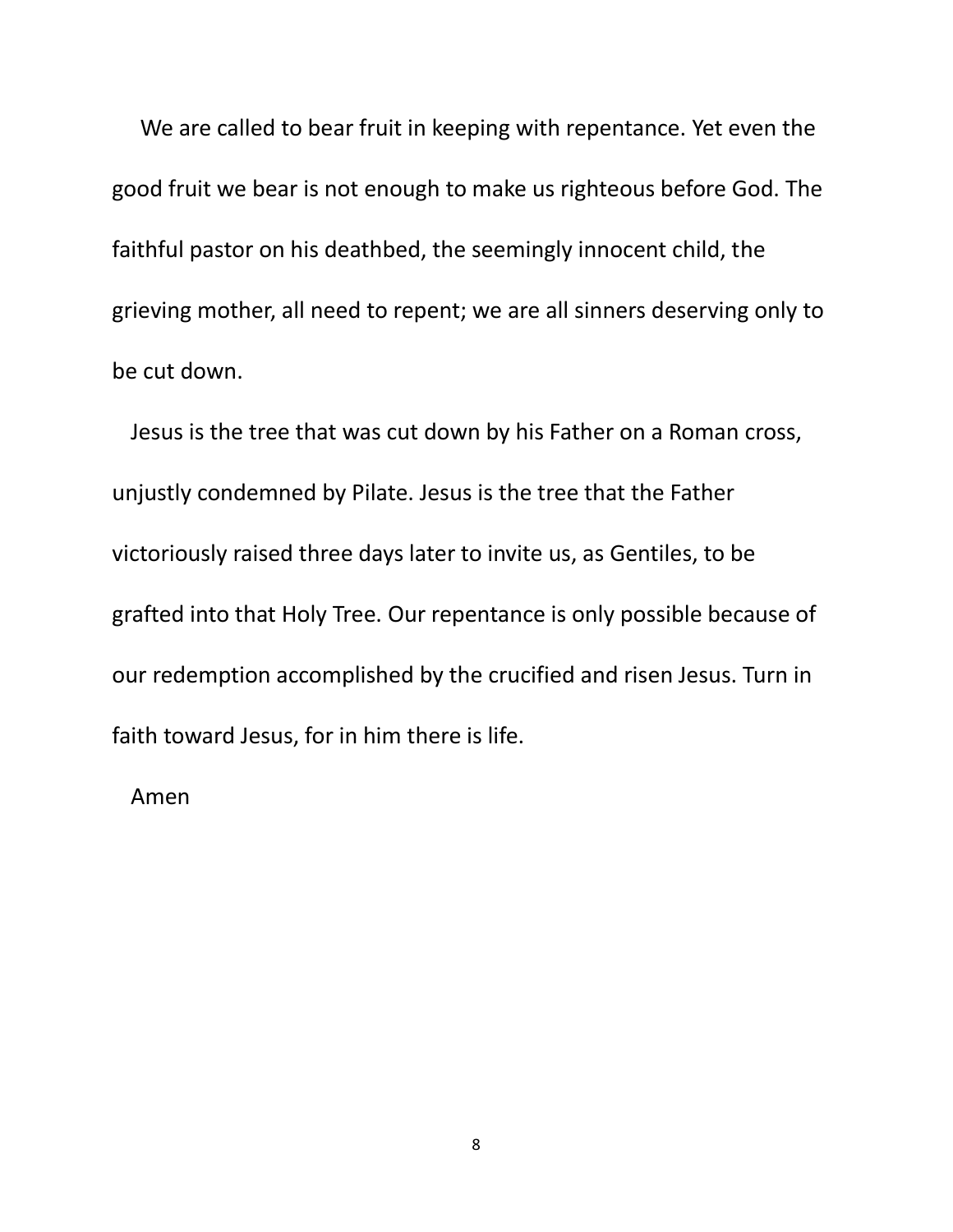We are called to bear fruit in keeping with repentance. Yet even the good fruit we bear is not enough to make us righteous before God. The faithful pastor on his deathbed, the seemingly innocent child, the grieving mother, all need to repent; we are all sinners deserving only to be cut down.

Jesus is the tree that was cut down by his Father on a Roman cross, unjustly condemned by Pilate. Jesus is the tree that the Father victoriously raised three days later to invite us, as Gentiles, to be grafted into that Holy Tree. Our repentance is only possible because of our redemption accomplished by the crucified and risen Jesus. Turn in faith toward Jesus, for in him there is life.

Amen